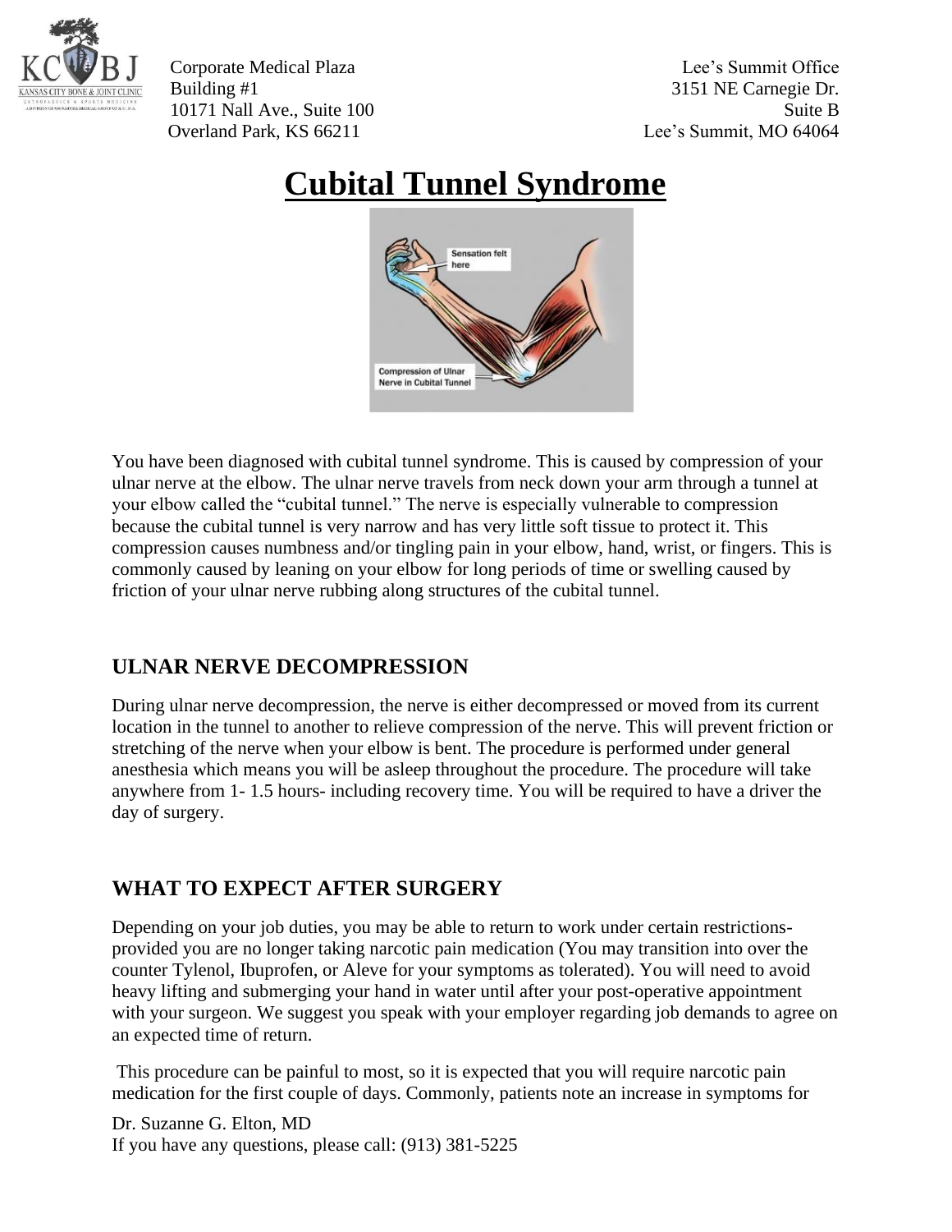Corporate Medical Plaza
Building #1
10171 Nall Ave., Suite 100
Overland Park, KS 66211

Lee's Summit Office
3151 NE Carnegie Dr.
Suite B
Lee's Summit, MO 64064

# Cubital Tunnel Syndrome

You have been diagnosed with cubital tunnel syndrome. This is caused by compression of your ulnar nerve at the elbow. The ulnar nerve travels from neck down your arm through a tunnel at your elbow called the "cubital tunnel." The nerve is especially vulnerable to compression because the cubital tunnel is very narrow and has very little soft tissue to protect it. This compression causes numbness and/or tingling pain in your elbow, hand, wrist, or fingers. This is commonly caused by leaning on your elbow for long periods of time or swelling caused by friction of your ulnar nerve rubbing along structures of the cubital tunnel.

## ULNAR NERVE DECOMPRESSION

During ulnar nerve decompression, the nerve is either decompressed or moved from its current location in the tunnel to another to relieve compression of the nerve. This will prevent friction or stretching of the nerve when your elbow is bent. The procedure is performed under general anesthesia which means you will be asleep throughout the procedure. The procedure will take anywhere from 1- 1.5 hours- including recovery time. You will be required to have a driver the day of surgery.

## WHAT TO EXPECT AFTER SURGERY

Depending on your job duties, you may be able to return to work under certain restrictions- provided you are no longer taking narcotic pain medication (You may transition into over the counter Tylenol, Ibuprofen, or Aleve for your symptoms as tolerated). You will need to avoid heavy lifting and submerging your hand in water until after your post-operative appointment with your surgeon. We suggest you speak with your employer regarding job demands to agree on an expected time of return.

This procedure can be painful to most, so it is expected that you will require narcotic pain medication for the first couple of days. Commonly, patients note an increase in symptoms for

Dr. Suzanne G. Elton, MD
If you have any questions, please call: (913) 381-5225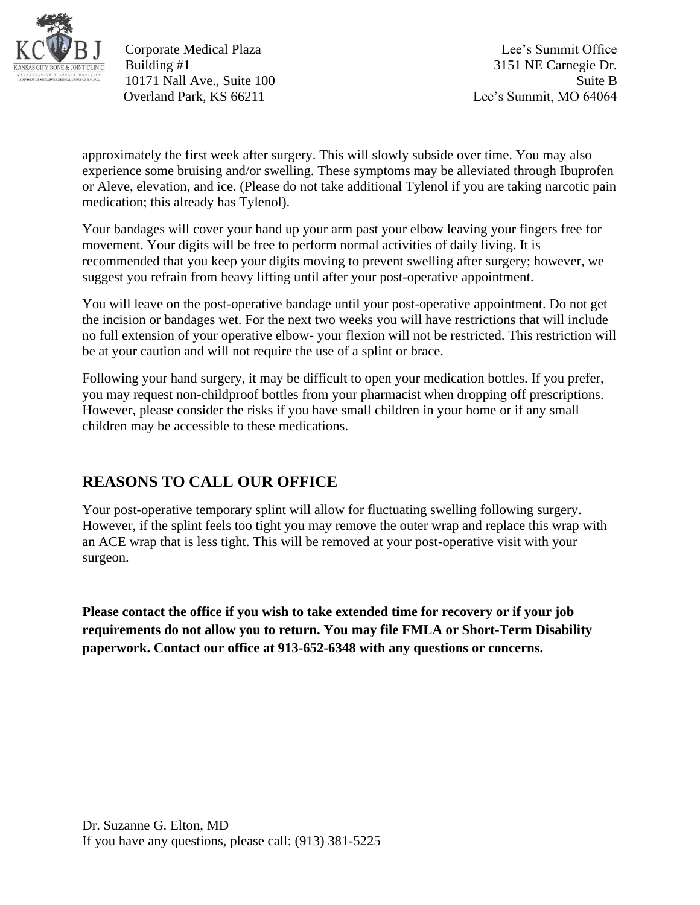approximately the first week after surgery. This will slowly subside over time. You may also experience some bruising and/or swelling. These symptoms may be alleviated through Ibuprofen or Aleve, elevation, and ice. (Please do not take additional Tylenol if you are taking narcotic pain medication; this already has Tylenol).

Your bandages will cover your hand up your arm past your elbow leaving your fingers free for movement. Your digits will be free to perform normal activities of daily living. It is recommended that you keep your digits moving to prevent swelling after surgery; however, we suggest you refrain from heavy lifting until after your post-operative appointment.

You will leave on the post-operative bandage until your post-operative appointment. Do not get the incision or bandages wet. For the next two weeks you will have restrictions that will include no full extension of your operative elbow- your flexion will not be restricted. This restriction will be at your caution and will not require the use of a splint or brace.

Following your hand surgery, it may be difficult to open your medication bottles. If you prefer, you may request non-childproof bottles from your pharmacist when dropping off prescriptions. However, please consider the risks if you have small children in your home or if any small children may be accessible to these medications.

## REASONS TO CALL OUR OFFICE

Your post-operative temporary splint will allow for fluctuating swelling following surgery. However, if the splint feels too tight you may remove the outer wrap and replace this wrap with an ACE wrap that is less tight. This will be removed at your post-operative visit with your surgeon.

**Please contact the office if you wish to take extended time for recovery or if your job requirements do not allow you to return. You may file FMLA or Short-Term Disability paperwork. Contact our office at 913-652-6348 with any questions or concerns.**

Dr. Suzanne G. Elton, MD
If you have any questions, please call: (913) 381-5225